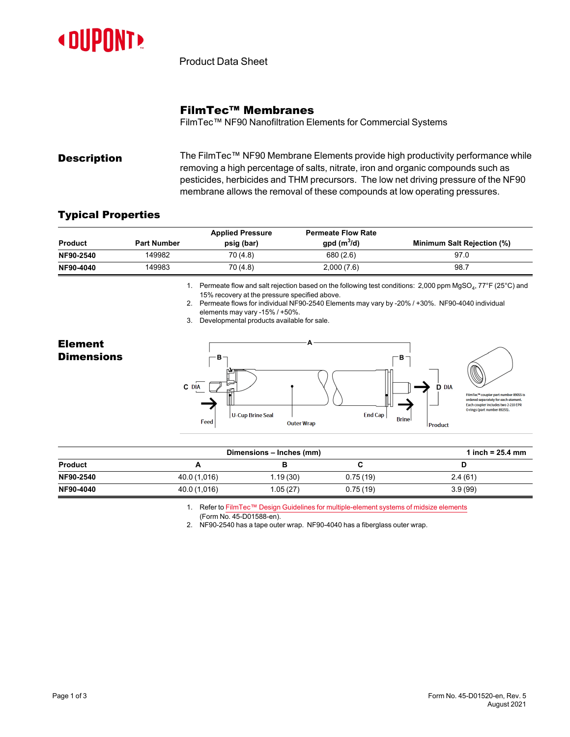Product Data Sheet

# FilmTec™ Membranes

FilmTec™ NF90 Nanofiltration Elements for Commercial Systems

## Description

The FilmTec™ NF90 Membrane Elements provide high productivity performance while removing a high percentage of salts, nitrate, iron and organic compounds such as pesticides, herbicides and THM precursors. The low net driving pressure of the NF90 membrane allows the removal of these compounds at low operating pressures.

## Typical Properties

| Product | Part Number | Applied Pressure psig (bar) | Permeate Flow Rate gpd ($m^3$/d) | Minimum Salt Rejection (%) |
|---|---|---|---|---|
| NF90-2540 | 149982 | 70 (4.8) | 680 (2.6) | 97.0 |
| NF90-4040 | 149983 | 70 (4.8) | 2,000 (7.6) | 98.7 |

1. Permeate flow and salt rejection based on the following test conditions: 2,000 ppm $MgSO_4$, 77°F (25°C) and 15% recovery at the pressure specified above.
2. Permeate flows for individual NF90-2540 Elements may vary by -20% / +30%. NF90-4040 individual elements may vary -15% / +50%.
3. Developmental products available for sale.

## Element Dimensions

A

B

B

C DIA

D DIA

Feed

U-Cup Brine Seal

Outer Wrap

End Cap

Brine

Product

FilmTec™ coupler part number 89055 is ordered separately for each element. Each coupler includes two 2-210 EPR O-rings (part number 89255).

| | Dimensions – Inches (mm) | | | 1 inch = 25.4 mm |
|---|---|---|---|---|
| Product | A | B | C | D |
| NF90-2540 | 40.0 (1,016) | 1.19 (30) | 0.75 (19) | 2.4 (61) |
| NF90-4040 | 40.0 (1,016) | 1.05 (27) | 0.75 (19) | 3.9 (99) |

1. Refer to FilmTec™ Design Guidelines for multiple-element systems of midsize elements (Form No. 45-D01588-en).
2. NF90-2540 has a tape outer wrap. NF90-4040 has a fiberglass outer wrap.

Form No. 45-D01520-en, Rev. 5
August 2021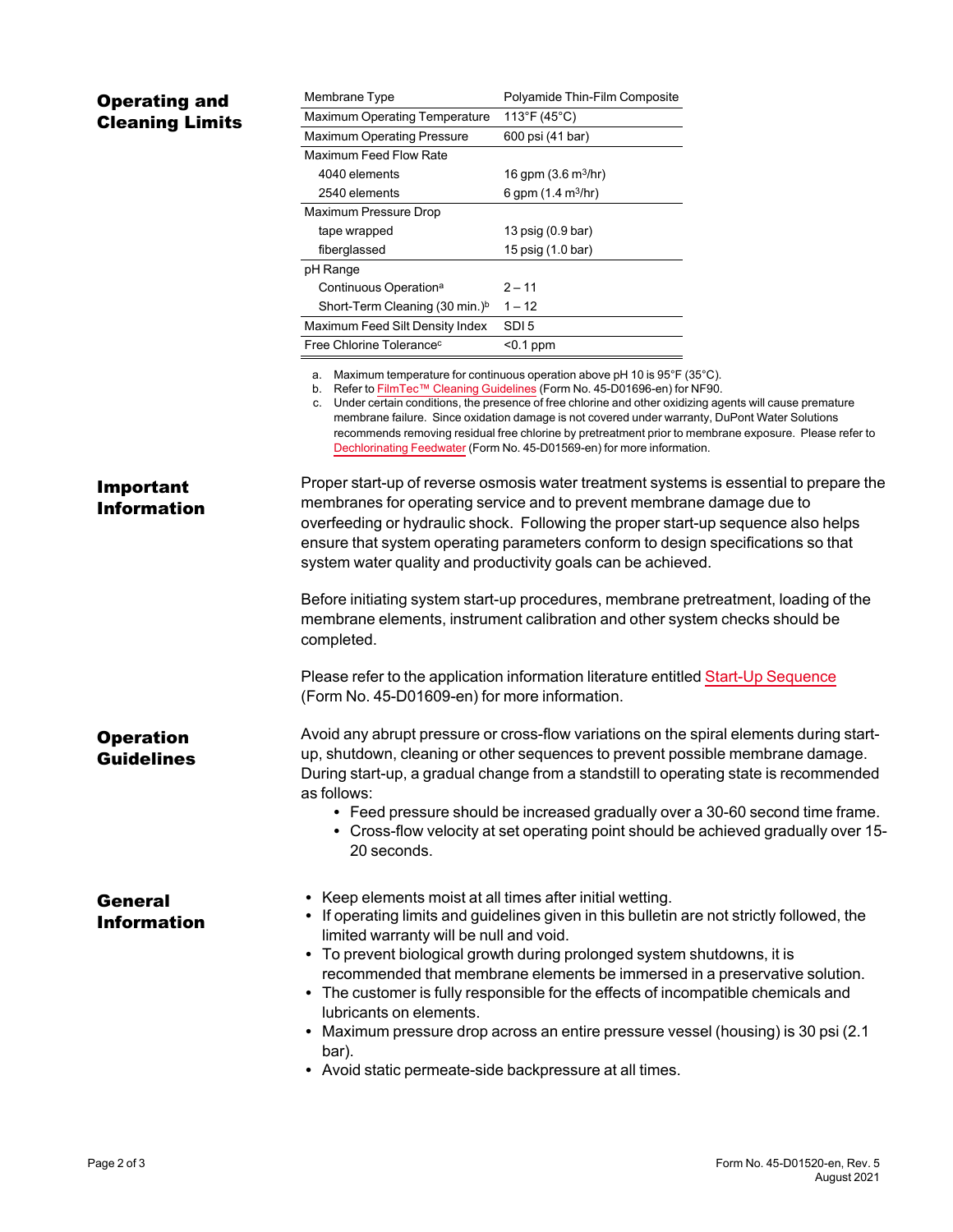## Operating and Cleaning Limits

| | |
|---|---|
| Membrane Type | Polyamide Thin-Film Composite |
| Maximum Operating Temperature | 113°F (45°C) |
| Maximum Operating Pressure | 600 psi (41 bar) |
| Maximum Feed Flow Rate | |
| 4040 elements | 16 gpm (3.6 $m^3$/hr) |
| 2540 elements | 6 gpm (1.4 $m^3$/hr) |
| Maximum Pressure Drop | |
| tape wrapped | 13 psig (0.9 bar) |
| fiberglassed | 15 psig (1.0 bar) |
| pH Range | |
| Continuous Operation[a] | 2 – 11 |
| Short-Term Cleaning (30 min.)[b] | 1 – 12 |
| Maximum Feed Silt Density Index | SDI 5 |
| Free Chlorine Tolerance[c] | <0.1 ppm |

a. Maximum temperature for continuous operation above pH 10 is 95°F (35°C).
b. Refer to FilmTec™ Cleaning Guidelines (Form No. 45-D01696-en) for NF90.
c. Under certain conditions, the presence of free chlorine and other oxidizing agents will cause premature membrane failure. Since oxidation damage is not covered under warranty, DuPont Water Solutions recommends removing residual free chlorine by pretreatment prior to membrane exposure. Please refer to Dechlorinating Feedwater (Form No. 45-D01569-en) for more information.

## Important Information

Proper start-up of reverse osmosis water treatment systems is essential to prepare the membranes for operating service and to prevent membrane damage due to overfeeding or hydraulic shock. Following the proper start-up sequence also helps ensure that system operating parameters conform to design specifications so that system water quality and productivity goals can be achieved.

Before initiating system start-up procedures, membrane pretreatment, loading of the membrane elements, instrument calibration and other system checks should be completed.

Please refer to the application information literature entitled Start-Up Sequence (Form No. 45-D01609-en) for more information.

## Operation Guidelines

Avoid any abrupt pressure or cross-flow variations on the spiral elements during start-up, shutdown, cleaning or other sequences to prevent possible membrane damage. During start-up, a gradual change from a standstill to operating state is recommended as follows:

- Feed pressure should be increased gradually over a 30-60 second time frame.
- Cross-flow velocity at set operating point should be achieved gradually over 15-20 seconds.

## General Information

- Keep elements moist at all times after initial wetting.
- If operating limits and guidelines given in this bulletin are not strictly followed, the limited warranty will be null and void.
- To prevent biological growth during prolonged system shutdowns, it is recommended that membrane elements be immersed in a preservative solution.
- The customer is fully responsible for the effects of incompatible chemicals and lubricants on elements.
- Maximum pressure drop across an entire pressure vessel (housing) is 30 psi (2.1 bar).
- Avoid static permeate-side backpressure at all times.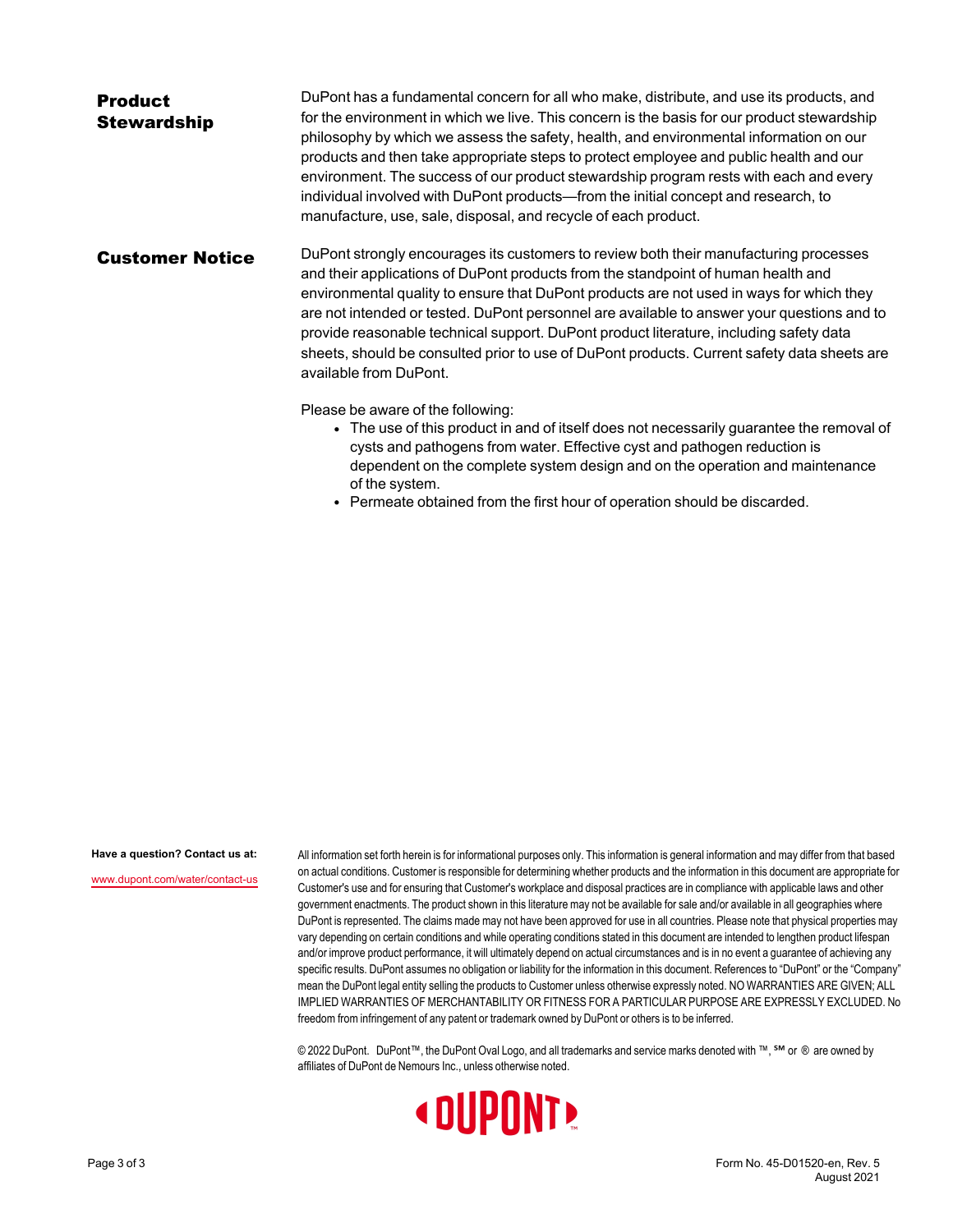## Product Stewardship

DuPont has a fundamental concern for all who make, distribute, and use its products, and for the environment in which we live. This concern is the basis for our product stewardship philosophy by which we assess the safety, health, and environmental information on our products and then take appropriate steps to protect employee and public health and our environment. The success of our product stewardship program rests with each and every individual involved with DuPont products—from the initial concept and research, to manufacture, use, sale, disposal, and recycle of each product.

## Customer Notice

DuPont strongly encourages its customers to review both their manufacturing processes and their applications of DuPont products from the standpoint of human health and environmental quality to ensure that DuPont products are not used in ways for which they are not intended or tested. DuPont personnel are available to answer your questions and to provide reasonable technical support. DuPont product literature, including safety data sheets, should be consulted prior to use of DuPont products. Current safety data sheets are available from DuPont.

Please be aware of the following:

- The use of this product in and of itself does not necessarily guarantee the removal of cysts and pathogens from water. Effective cyst and pathogen reduction is dependent on the complete system design and on the operation and maintenance of the system.
- Permeate obtained from the first hour of operation should be discarded.

**Have a question? Contact us at:**

www.dupont.com/water/contact-us

All information set forth herein is for informational purposes only. This information is general information and may differ from that based on actual conditions. Customer is responsible for determining whether products and the information in this document are appropriate for Customer's use and for ensuring that Customer's workplace and disposal practices are in compliance with applicable laws and other government enactments. The product shown in this literature may not be available for sale and/or available in all geographies where DuPont is represented. The claims made may not have been approved for use in all countries. Please note that physical properties may vary depending on certain conditions and while operating conditions stated in this document are intended to lengthen product lifespan and/or improve product performance, it will ultimately depend on actual circumstances and is in no event a guarantee of achieving any specific results. DuPont assumes no obligation or liability for the information in this document. References to "DuPont" or the "Company" mean the DuPont legal entity selling the products to Customer unless otherwise expressly noted. NO WARRANTIES ARE GIVEN; ALL IMPLIED WARRANTIES OF MERCHANTABILITY OR FITNESS FOR A PARTICULAR PURPOSE ARE EXPRESSLY EXCLUDED. No freedom from infringement of any patent or trademark owned by DuPont or others is to be inferred.

© 2022 DuPont. DuPont™, the DuPont Oval Logo, and all trademarks and service marks denoted with ™, ℠ or ® are owned by affiliates of DuPont de Nemours Inc., unless otherwise noted.

Form No. 45-D01520-en, Rev. 5
August 2021